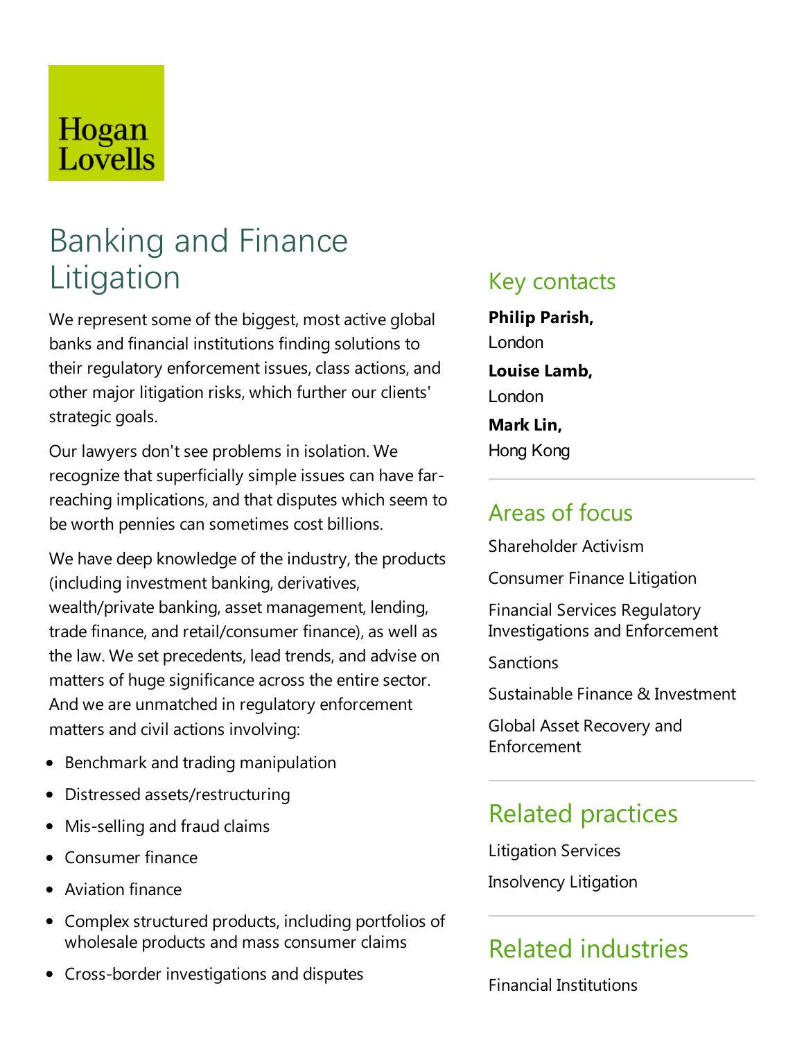Hogan Lovells

# Banking and Finance Litigation

We represent some of the biggest, most active global banks and financial institutions finding solutions to their regulatory enforcement issues, class actions, and other major litigation risks, which further our clients' strategic goals.

Our lawyers don't see problems in isolation. We recognize that superficially simple issues can have far-reaching implications, and that disputes which seem to be worth pennies can sometimes cost billions.

We have deep knowledge of the industry, the products (including investment banking, derivatives, wealth/private banking, asset management, lending, trade finance, and retail/consumer finance), as well as the law. We set precedents, lead trends, and advise on matters of huge significance across the entire sector. And we are unmatched in regulatory enforcement matters and civil actions involving:

- Benchmark and trading manipulation
- Distressed assets/restructuring
- Mis-selling and fraud claims
- Consumer finance
- Aviation finance
- Complex structured products, including portfolios of wholesale products and mass consumer claims
- Cross-border investigations and disputes

## Key contacts

**Philip Parish,**
London

**Louise Lamb,**
London

**Mark Lin,**
Hong Kong

## Areas of focus

Shareholder Activism

Consumer Finance Litigation

Financial Services Regulatory Investigations and Enforcement

Sanctions

Sustainable Finance & Investment

Global Asset Recovery and Enforcement

## Related practices

Litigation Services

Insolvency Litigation

## Related industries

Financial Institutions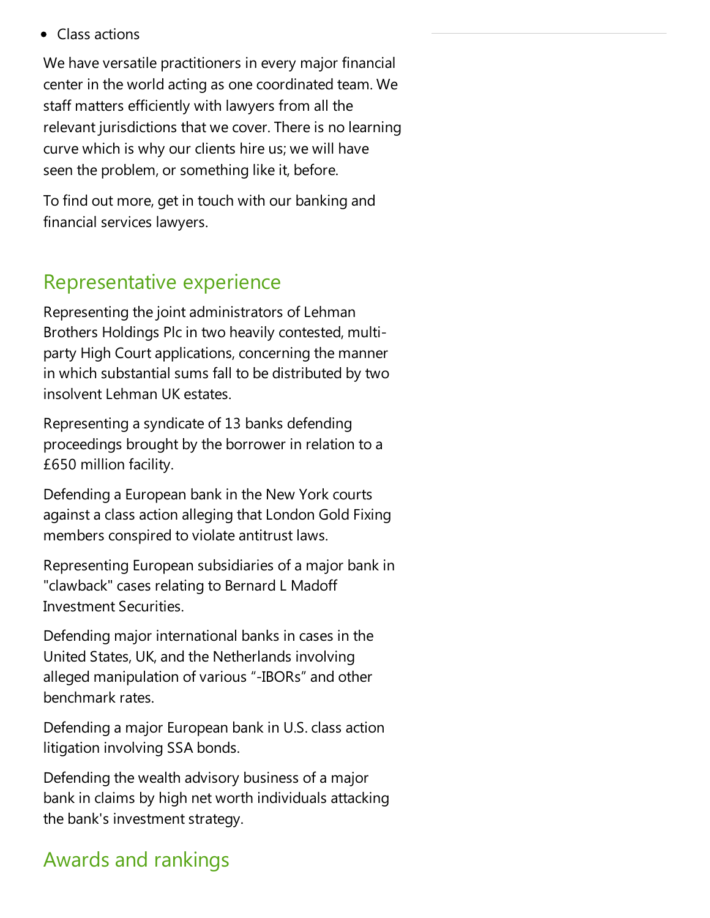- Class actions

We have versatile practitioners in every major financial center in the world acting as one coordinated team. We staff matters efficiently with lawyers from all the relevant jurisdictions that we cover. There is no learning curve which is why our clients hire us; we will have seen the problem, or something like it, before.

To find out more, get in touch with our banking and financial services lawyers.

## Representative experience

Representing the joint administrators of Lehman Brothers Holdings Plc in two heavily contested, multi-party High Court applications, concerning the manner in which substantial sums fall to be distributed by two insolvent Lehman UK estates.

Representing a syndicate of 13 banks defending proceedings brought by the borrower in relation to a £650 million facility.

Defending a European bank in the New York courts against a class action alleging that London Gold Fixing members conspired to violate antitrust laws.

Representing European subsidiaries of a major bank in "clawback" cases relating to Bernard L Madoff Investment Securities.

Defending major international banks in cases in the United States, UK, and the Netherlands involving alleged manipulation of various "-IBORs" and other benchmark rates.

Defending a major European bank in U.S. class action litigation involving SSA bonds.

Defending the wealth advisory business of a major bank in claims by high net worth individuals attacking the bank's investment strategy.

## Awards and rankings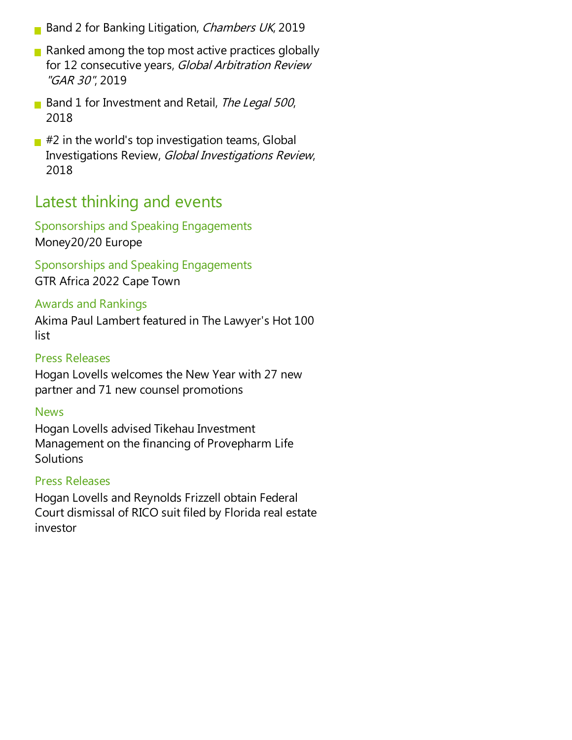- Band 2 for Banking Litigation, *Chambers UK*, 2019
- Ranked among the top most active practices globally for 12 consecutive years, *Global Arbitration Review "GAR 30"*, 2019
- Band 1 for Investment and Retail, *The Legal 500*, 2018
- #2 in the world's top investigation teams, Global Investigations Review, *Global Investigations Review*, 2018

## Latest thinking and events

Sponsorships and Speaking Engagements
Money20/20 Europe

Sponsorships and Speaking Engagements
GTR Africa 2022 Cape Town

Awards and Rankings
Akima Paul Lambert featured in The Lawyer's Hot 100 list

Press Releases
Hogan Lovells welcomes the New Year with 27 new partner and 71 new counsel promotions

News
Hogan Lovells advised Tikehau Investment Management on the financing of Provepharm Life Solutions

Press Releases
Hogan Lovells and Reynolds Frizzell obtain Federal Court dismissal of RICO suit filed by Florida real estate investor